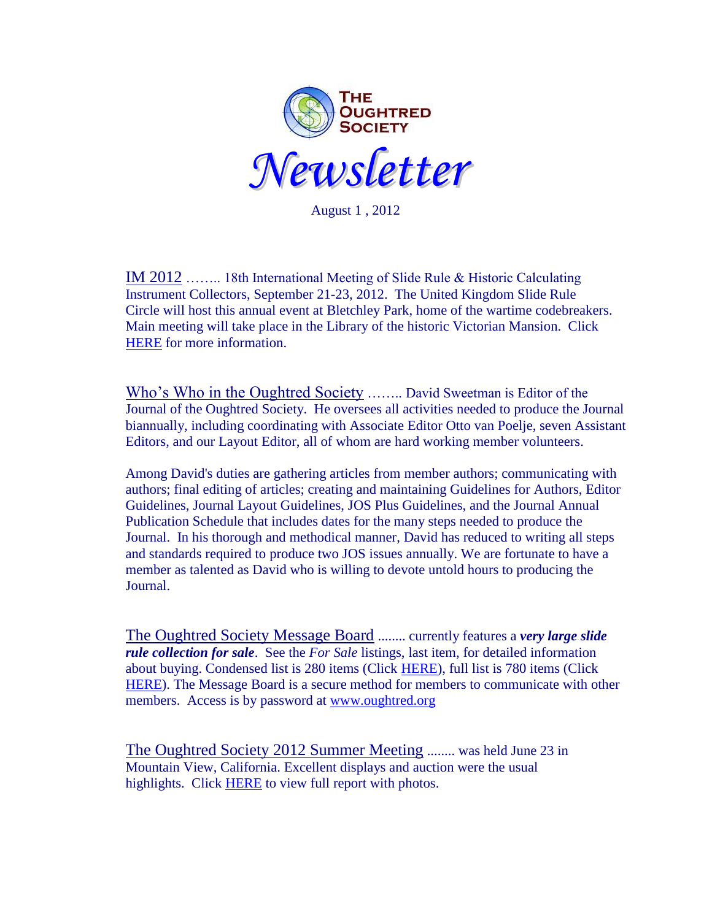# THE OUGHTRED SOCIETY

# *Newsletter*

August 1 , 2012

IM 2012 …….. 18th International Meeting of Slide Rule & Historic Calculating Instrument Collectors, September 21-23, 2012. The United Kingdom Slide Rule Circle will host this annual event at Bletchley Park, home of the wartime codebreakers. Main meeting will take place in the Library of the historic Victorian Mansion. Click HERE for more information.

Who's Who in the Oughtred Society …….. David Sweetman is Editor of the Journal of the Oughtred Society. He oversees all activities needed to produce the Journal biannually, including coordinating with Associate Editor Otto van Poelje, seven Assistant Editors, and our Layout Editor, all of whom are hard working member volunteers.

Among David's duties are gathering articles from member authors; communicating with authors; final editing of articles; creating and maintaining Guidelines for Authors, Editor Guidelines, Journal Layout Guidelines, JOS Plus Guidelines, and the Journal Annual Publication Schedule that includes dates for the many steps needed to produce the Journal. In his thorough and methodical manner, David has reduced to writing all steps and standards required to produce two JOS issues annually. We are fortunate to have a member as talented as David who is willing to devote untold hours to producing the Journal.

The Oughtred Society Message Board ........ currently features a ***very large slide rule collection for sale***. See the *For Sale* listings, last item, for detailed information about buying. Condensed list is 280 items (Click HERE), full list is 780 items (Click HERE). The Message Board is a secure method for members to communicate with other members. Access is by password at www.oughtred.org

The Oughtred Society 2012 Summer Meeting ........ was held June 23 in Mountain View, California. Excellent displays and auction were the usual highlights. Click HERE to view full report with photos.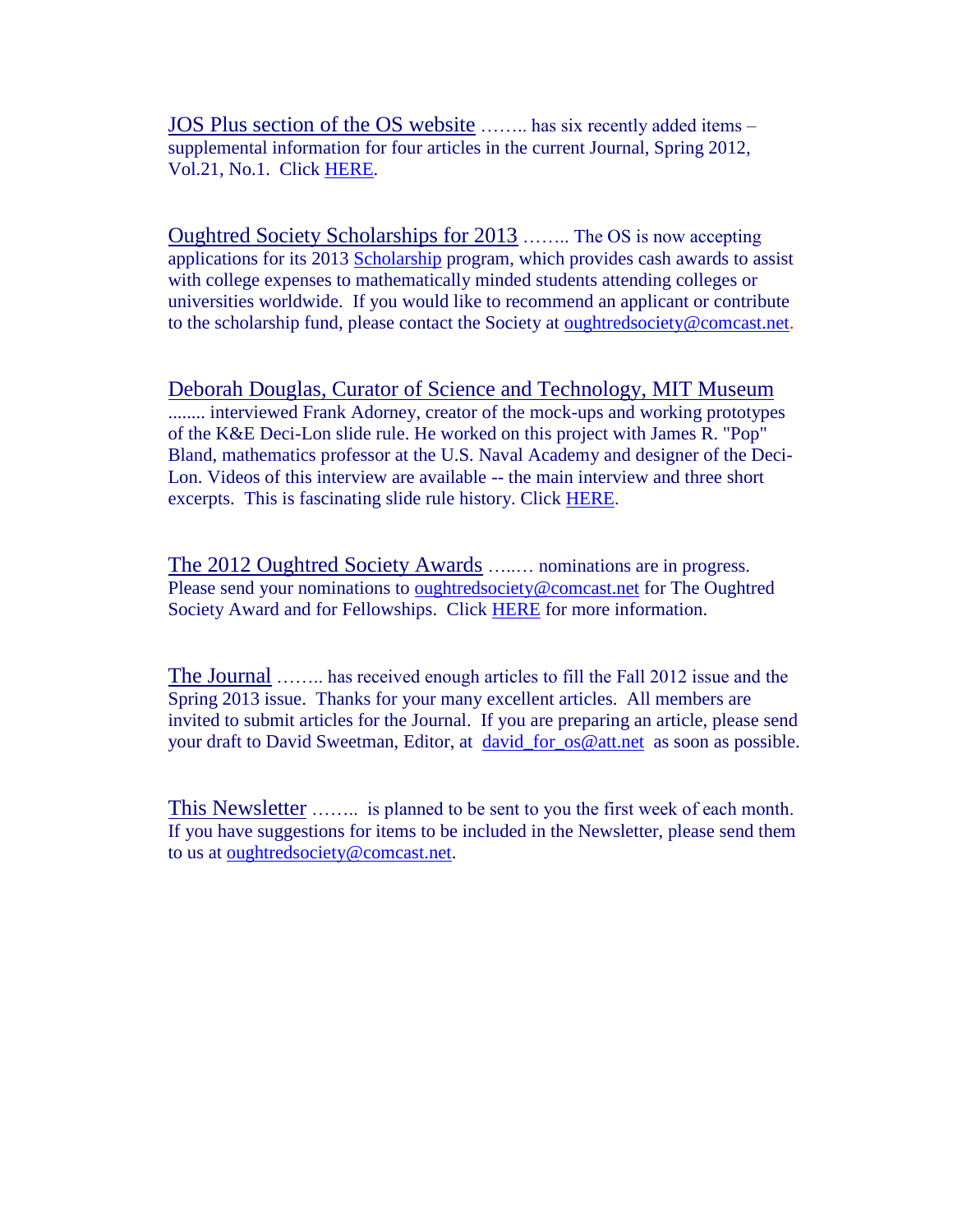JOS Plus section of the OS website …….. has six recently added items – supplemental information for four articles in the current Journal, Spring 2012, Vol.21, No.1. Click HERE.

Oughtred Society Scholarships for 2013 …….. The OS is now accepting applications for its 2013 Scholarship program, which provides cash awards to assist with college expenses to mathematically minded students attending colleges or universities worldwide. If you would like to recommend an applicant or contribute to the scholarship fund, please contact the Society at oughtredsociety@comcast.net.

Deborah Douglas, Curator of Science and Technology, MIT Museum ........ interviewed Frank Adorney, creator of the mock-ups and working prototypes of the K&E Deci-Lon slide rule. He worked on this project with James R. "Pop" Bland, mathematics professor at the U.S. Naval Academy and designer of the Deci-Lon. Videos of this interview are available -- the main interview and three short excerpts. This is fascinating slide rule history. Click HERE.

The 2012 Oughtred Society Awards …..… nominations are in progress. Please send your nominations to oughtredsociety@comcast.net for The Oughtred Society Award and for Fellowships. Click HERE for more information.

The Journal …….. has received enough articles to fill the Fall 2012 issue and the Spring 2013 issue. Thanks for your many excellent articles. All members are invited to submit articles for the Journal. If you are preparing an article, please send your draft to David Sweetman, Editor, at david_for_os@att.net as soon as possible.

This Newsletter …….. is planned to be sent to you the first week of each month. If you have suggestions for items to be included in the Newsletter, please send them to us at oughtredsociety@comcast.net.